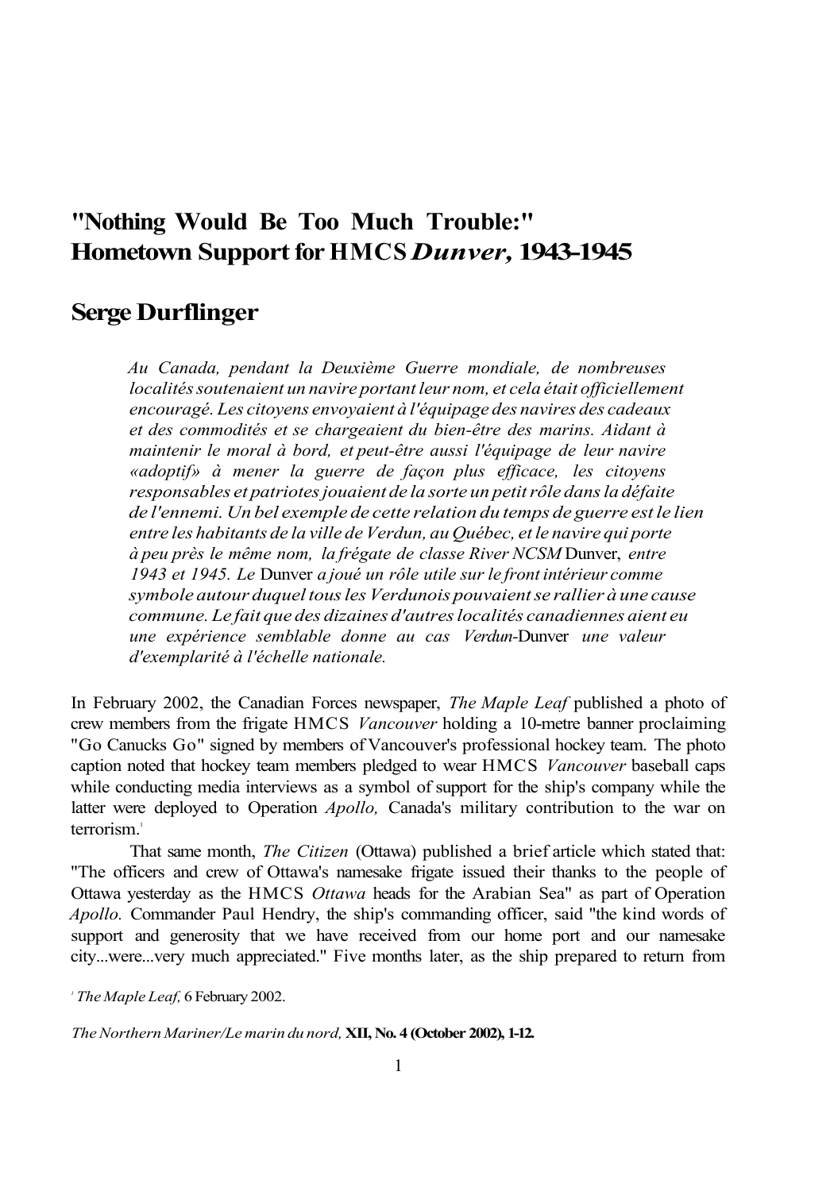# "Nothing Would Be Too Much Trouble:" Hometown Support for HMCS *Dunver,* 1943-1945

## Serge Durflinger

*Au Canada, pendant la Deuxième Guerre mondiale, de nombreuses localités soutenaient un navire portant leur nom, et cela était officiellement encouragé. Les citoyens envoyaient à l'équipage des navires des cadeaux et des commodités et se chargeaient du bien-être des marins. Aidant à maintenir le moral à bord, et peut-être aussi l'équipage de leur navire «adoptif» à mener la guerre de façon plus efficace, les citoyens responsables et patriotes jouaient de la sorte un petit rôle dans la défaite de l'ennemi. Un bel exemple de cette relation du temps de guerre est le lien entre les habitants de la ville de Verdun, au Québec, et le navire qui porte à peu près le même nom, la frégate de classe River NCSM* Dunver, *entre 1943 et 1945. Le* Dunver *a joué un rôle utile sur le front intérieur comme symbole autour duquel tous les Verdunois pouvaient se rallier à une cause commune. Le fait que des dizaines d'autres localités canadiennes aient eu une expérience semblable donne au cas Verdun-*Dunver *une valeur d'exemplarité à l'échelle nationale.*

In February 2002, the Canadian Forces newspaper, *The Maple Leaf* published a photo of crew members from the frigate HMCS *Vancouver* holding a 10-metre banner proclaiming "Go Canucks Go" signed by members of Vancouver's professional hockey team. The photo caption noted that hockey team members pledged to wear HMCS *Vancouver* baseball caps while conducting media interviews as a symbol of support for the ship's company while the latter were deployed to Operation *Apollo,* Canada's military contribution to the war on terrorism.[1]

That same month, *The Citizen* (Ottawa) published a brief article which stated that: "The officers and crew of Ottawa's namesake frigate issued their thanks to the people of Ottawa yesterday as the HMCS *Ottawa* heads for the Arabian Sea" as part of Operation *Apollo.* Commander Paul Hendry, the ship's commanding officer, said "the kind words of support and generosity that we have received from our home port and our namesake city...were...very much appreciated." Five months later, as the ship prepared to return from

[1] *The Maple Leaf,* 6 February 2002.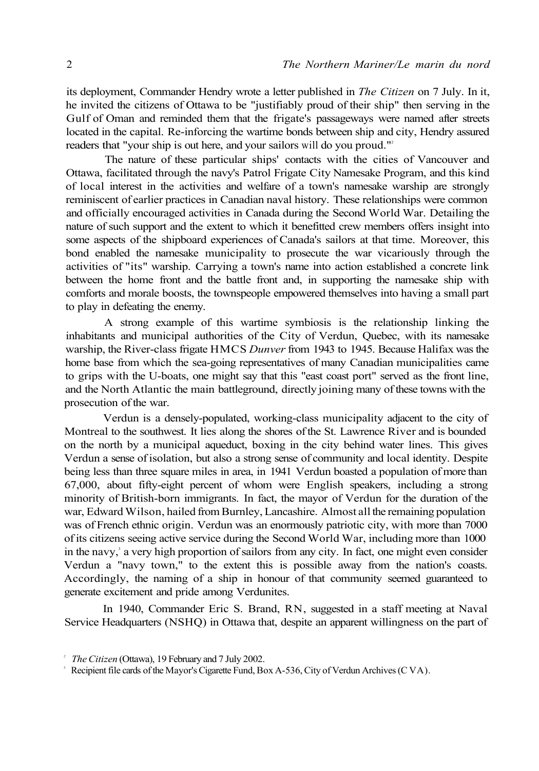its deployment, Commander Hendry wrote a letter published in *The Citizen* on 7 July. In it, he invited the citizens of Ottawa to be "justifiably proud of their ship" then serving in the Gulf of Oman and reminded them that the frigate's passageways were named after streets located in the capital. Re-inforcing the wartime bonds between ship and city, Hendry assured readers that "your ship is out here, and your sailors will do you proud."[2]

The nature of these particular ships' contacts with the cities of Vancouver and Ottawa, facilitated through the navy's Patrol Frigate City Namesake Program, and this kind of local interest in the activities and welfare of a town's namesake warship are strongly reminiscent of earlier practices in Canadian naval history. These relationships were common and officially encouraged activities in Canada during the Second World War. Detailing the nature of such support and the extent to which it benefitted crew members offers insight into some aspects of the shipboard experiences of Canada's sailors at that time. Moreover, this bond enabled the namesake municipality to prosecute the war vicariously through the activities of "its" warship. Carrying a town's name into action established a concrete link between the home front and the battle front and, in supporting the namesake ship with comforts and morale boosts, the townspeople empowered themselves into having a small part to play in defeating the enemy.

A strong example of this wartime symbiosis is the relationship linking the inhabitants and municipal authorities of the City of Verdun, Quebec, with its namesake warship, the River-class frigate HMCS *Dunver* from 1943 to 1945. Because Halifax was the home base from which the sea-going representatives of many Canadian municipalities came to grips with the U-boats, one might say that this "east coast port" served as the front line, and the North Atlantic the main battleground, directly joining many of these towns with the prosecution of the war.

Verdun is a densely-populated, working-class municipality adjacent to the city of Montreal to the southwest. It lies along the shores of the St. Lawrence River and is bounded on the north by a municipal aqueduct, boxing in the city behind water lines. This gives Verdun a sense of isolation, but also a strong sense of community and local identity. Despite being less than three square miles in area, in 1941 Verdun boasted a population of more than 67,000, about fifty-eight percent of whom were English speakers, including a strong minority of British-born immigrants. In fact, the mayor of Verdun for the duration of the war, Edward Wilson, hailed from Burnley, Lancashire. Almost all the remaining population was of French ethnic origin. Verdun was an enormously patriotic city, with more than 7000 of its citizens seeing active service during the Second World War, including more than 1000 in the navy,[3] a very high proportion of sailors from any city. In fact, one might even consider Verdun a "navy town," to the extent this is possible away from the nation's coasts. Accordingly, the naming of a ship in honour of that community seemed guaranteed to generate excitement and pride among Verdunites.

In 1940, Commander Eric S. Brand, RN, suggested in a staff meeting at Naval Service Headquarters (NSHQ) in Ottawa that, despite an apparent willingness on the part of

[2] *The Citizen* (Ottawa), 19 February and 7 July 2002.

[3] Recipient file cards of the Mayor's Cigarette Fund, Box A-536, City of Verdun Archives (CVA).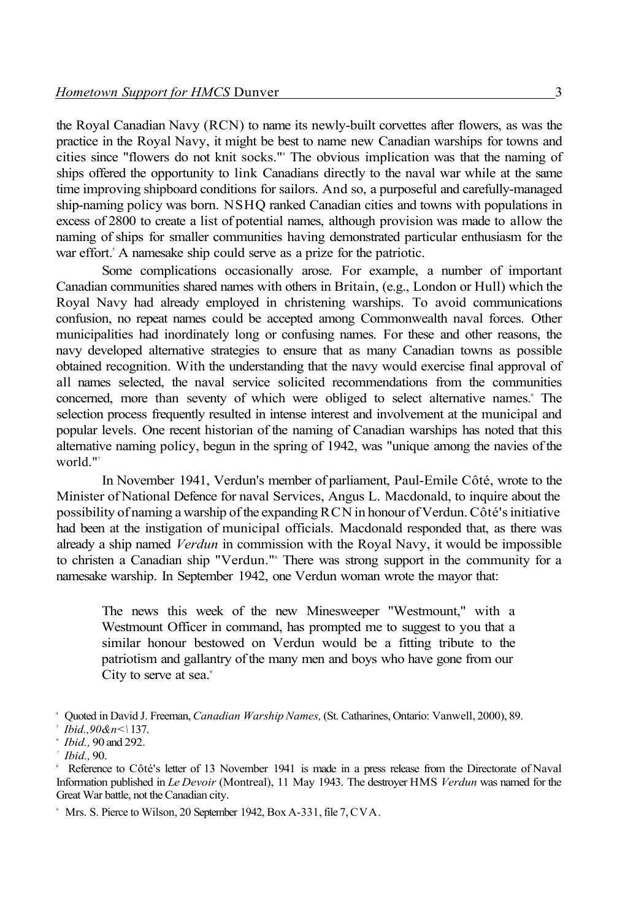the Royal Canadian Navy (RCN) to name its newly-built corvettes after flowers, as was the practice in the Royal Navy, it might be best to name new Canadian warships for towns and cities since "flowers do not knit socks."[4] The obvious implication was that the naming of ships offered the opportunity to link Canadians directly to the naval war while at the same time improving shipboard conditions for sailors. And so, a purposeful and carefully-managed ship-naming policy was born. NSHQ ranked Canadian cities and towns with populations in excess of 2800 to create a list of potential names, although provision was made to allow the naming of ships for smaller communities having demonstrated particular enthusiasm for the war effort.[5] A namesake ship could serve as a prize for the patriotic.

Some complications occasionally arose. For example, a number of important Canadian communities shared names with others in Britain, (e.g., London or Hull) which the Royal Navy had already employed in christening warships. To avoid communications confusion, no repeat names could be accepted among Commonwealth naval forces. Other municipalities had inordinately long or confusing names. For these and other reasons, the navy developed alternative strategies to ensure that as many Canadian towns as possible obtained recognition. With the understanding that the navy would exercise final approval of all names selected, the naval service solicited recommendations from the communities concerned, more than seventy of which were obliged to select alternative names.[6] The selection process frequently resulted in intense interest and involvement at the municipal and popular levels. One recent historian of the naming of Canadian warships has noted that this alternative naming policy, begun in the spring of 1942, was "unique among the navies of the world."[7]

In November 1941, Verdun's member of parliament, Paul-Emile Côté, wrote to the Minister of National Defence for naval Services, Angus L. Macdonald, to inquire about the possibility of naming a warship of the expanding RCN in honour of Verdun. Côté's initiative had been at the instigation of municipal officials. Macdonald responded that, as there was already a ship named *Verdun* in commission with the Royal Navy, it would be impossible to christen a Canadian ship "Verdun."[8] There was strong support in the community for a namesake warship. In September 1942, one Verdun woman wrote the mayor that:

> The news this week of the new Minesweeper "Westmount," with a Westmount Officer in command, has prompted me to suggest to you that a similar honour bestowed on Verdun would be a fitting tribute to the patriotism and gallantry of the many men and boys who have gone from our City to serve at sea.[9]

---

[4] Quoted in David J. Freeman, *Canadian Warship Names,* (St. Catharines, Ontario: Vanwell, 2000), 89.

[5] *Ibid.,90&n<\* 137.

[6] *Ibid.,* 90 and 292.

[7] *Ibid.,* 90.

[8] Reference to Côté's letter of 13 November 1941 is made in a press release from the Directorate of Naval Information published in *Le Devoir* (Montreal), 11 May 1943. The destroyer HMS *Verdun* was named for the Great War battle, not the Canadian city.

[9] Mrs. S. Pierce to Wilson, 20 September 1942, Box A-331, file 7, CVA.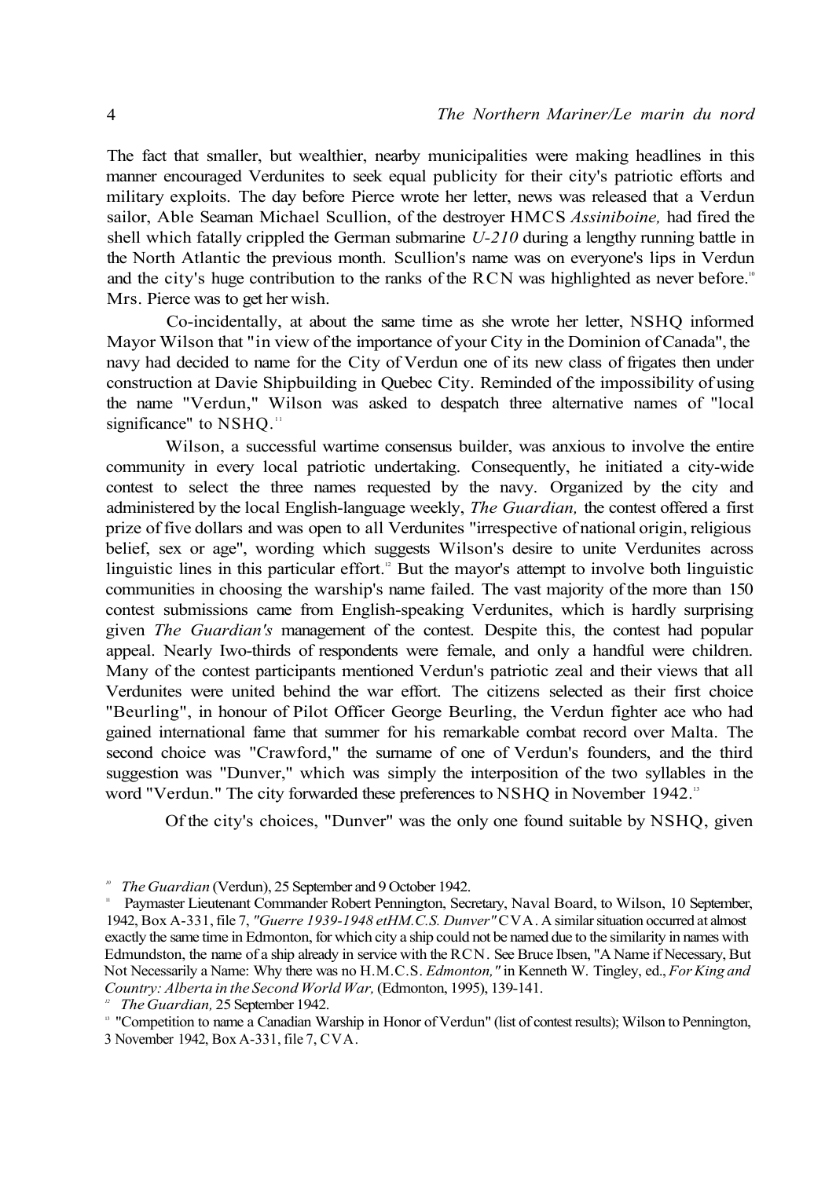The fact that smaller, but wealthier, nearby municipalities were making headlines in this manner encouraged Verdunites to seek equal publicity for their city's patriotic efforts and military exploits. The day before Pierce wrote her letter, news was released that a Verdun sailor, Able Seaman Michael Scullion, of the destroyer HMCS *Assiniboine,* had fired the shell which fatally crippled the German submarine *U-210* during a lengthy running battle in the North Atlantic the previous month. Scullion's name was on everyone's lips in Verdun and the city's huge contribution to the ranks of the RCN was highlighted as never before.[10] Mrs. Pierce was to get her wish.

Co-incidentally, at about the same time as she wrote her letter, NSHQ informed Mayor Wilson that "in view of the importance of your City in the Dominion of Canada", the navy had decided to name for the City of Verdun one of its new class of frigates then under construction at Davie Shipbuilding in Quebec City. Reminded of the impossibility of using the name "Verdun," Wilson was asked to despatch three alternative names of "local significance" to NSHQ.[11]

Wilson, a successful wartime consensus builder, was anxious to involve the entire community in every local patriotic undertaking. Consequently, he initiated a city-wide contest to select the three names requested by the navy. Organized by the city and administered by the local English-language weekly, *The Guardian,* the contest offered a first prize of five dollars and was open to all Verdunites "irrespective of national origin, religious belief, sex or age", wording which suggests Wilson's desire to unite Verdunites across linguistic lines in this particular effort.[12] But the mayor's attempt to involve both linguistic communities in choosing the warship's name failed. The vast majority of the more than 150 contest submissions came from English-speaking Verdunites, which is hardly surprising given *The Guardian's* management of the contest. Despite this, the contest had popular appeal. Nearly Iwo-thirds of respondents were female, and only a handful were children. Many of the contest participants mentioned Verdun's patriotic zeal and their views that all Verdunites were united behind the war effort. The citizens selected as their first choice "Beurling", in honour of Pilot Officer George Beurling, the Verdun fighter ace who had gained international fame that summer for his remarkable combat record over Malta. The second choice was "Crawford," the surname of one of Verdun's founders, and the third suggestion was "Dunver," which was simply the interposition of the two syllables in the word "Verdun." The city forwarded these preferences to NSHQ in November 1942.[13]

Of the city's choices, "Dunver" was the only one found suitable by NSHQ, given

---

[10] *The Guardian* (Verdun), 25 September and 9 October 1942.

[11] Paymaster Lieutenant Commander Robert Pennington, Secretary, Naval Board, to Wilson, 10 September, 1942, Box A-331, file 7, *"Guerre 1939-1948 etHM.C.S. Dunver"* CVA. A similar situation occurred at almost exactly the same time in Edmonton, for which city a ship could not be named due to the similarity in names with Edmundston, the name of a ship already in service with the RCN. See Bruce Ibsen, "A Name if Necessary, But Not Necessarily a Name: Why there was no H.M.C.S. *Edmonton,"* in Kenneth W. Tingley, ed., *For King and Country: Alberta in the Second World War,* (Edmonton, 1995), 139-141.

[12] *The Guardian,* 25 September 1942.

[13] "Competition to name a Canadian Warship in Honor of Verdun" (list of contest results); Wilson to Pennington, 3 November 1942, Box A-331, file 7, CVA.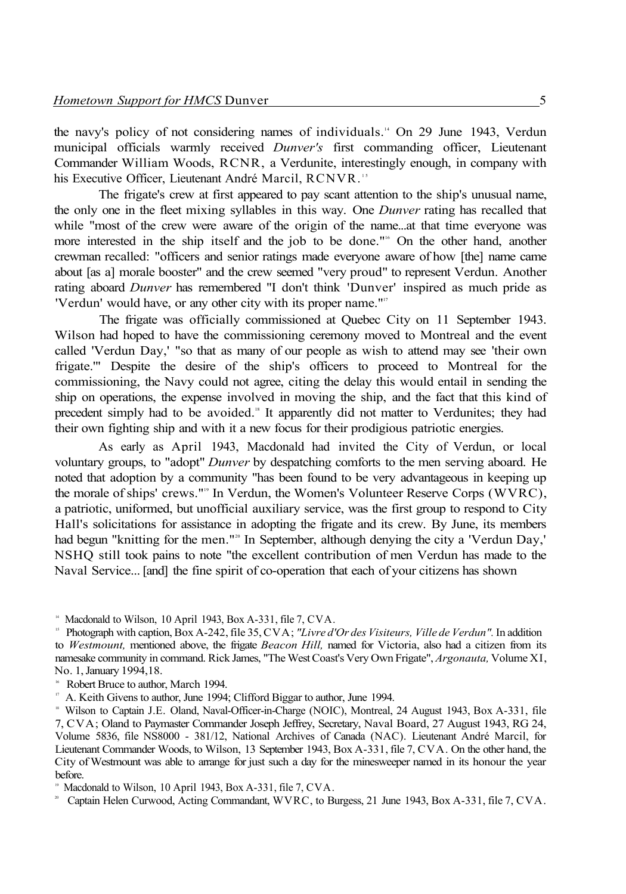the navy's policy of not considering names of individuals.[14] On 29 June 1943, Verdun municipal officials warmly received *Dunver's* first commanding officer, Lieutenant Commander William Woods, RCNR, a Verdunite, interestingly enough, in company with his Executive Officer, Lieutenant André Marcil, RCNVR.[15]

The frigate's crew at first appeared to pay scant attention to the ship's unusual name, the only one in the fleet mixing syllables in this way. One *Dunver* rating has recalled that while "most of the crew were aware of the origin of the name...at that time everyone was more interested in the ship itself and the job to be done."[16] On the other hand, another crewman recalled: "officers and senior ratings made everyone aware of how [the] name came about [as a] morale booster" and the crew seemed "very proud" to represent Verdun. Another rating aboard *Dunver* has remembered "I don't think 'Dunver' inspired as much pride as 'Verdun' would have, or any other city with its proper name."[17]

The frigate was officially commissioned at Quebec City on 11 September 1943. Wilson had hoped to have the commissioning ceremony moved to Montreal and the event called 'Verdun Day,' "so that as many of our people as wish to attend may see 'their own frigate.'" Despite the desire of the ship's officers to proceed to Montreal for the commissioning, the Navy could not agree, citing the delay this would entail in sending the ship on operations, the expense involved in moving the ship, and the fact that this kind of precedent simply had to be avoided.[18] It apparently did not matter to Verdunites; they had their own fighting ship and with it a new focus for their prodigious patriotic energies.

As early as April 1943, Macdonald had invited the City of Verdun, or local voluntary groups, to "adopt" *Dunver* by despatching comforts to the men serving aboard. He noted that adoption by a community "has been found to be very advantageous in keeping up the morale of ships' crews."[19] In Verdun, the Women's Volunteer Reserve Corps (WVRC), a patriotic, uniformed, but unofficial auxiliary service, was the first group to respond to City Hall's solicitations for assistance in adopting the frigate and its crew. By June, its members had begun "knitting for the men."[20] In September, although denying the city a 'Verdun Day,' NSHQ still took pains to note "the excellent contribution of men Verdun has made to the Naval Service... [and] the fine spirit of co-operation that each of your citizens has shown

---

[14] Macdonald to Wilson, 10 April 1943, Box A-331, file 7, CVA.

[15] Photograph with caption, Box A-242, file 35, CVA; *"Livre d'Or des Visiteurs, Ville de Verdun".* In addition to *Westmount,* mentioned above, the frigate *Beacon Hill,* named for Victoria, also had a citizen from its namesake community in command. Rick James, "The West Coast's Very Own Frigate", *Argonauta,* Volume XI, No. 1, January 1994, 18.

[16] Robert Bruce to author, March 1994.

[17] A. Keith Givens to author, June 1994; Clifford Biggar to author, June 1994.

[18] Wilson to Captain J.E. Oland, Naval-Officer-in-Charge (NOIC), Montreal, 24 August 1943, Box A-331, file 7, CVA; Oland to Paymaster Commander Joseph Jeffrey, Secretary, Naval Board, 27 August 1943, RG 24, Volume 5836, file NS8000 - 381/12, National Archives of Canada (NAC). Lieutenant André Marcil, for Lieutenant Commander Woods, to Wilson, 13 September 1943, Box A-331, file 7, CVA. On the other hand, the City of Westmount was able to arrange for just such a day for the minesweeper named in its honour the year before.

[19] Macdonald to Wilson, 10 April 1943, Box A-331, file 7, CVA.

[20] Captain Helen Curwood, Acting Commandant, WVRC, to Burgess, 21 June 1943, Box A-331, file 7, CVA.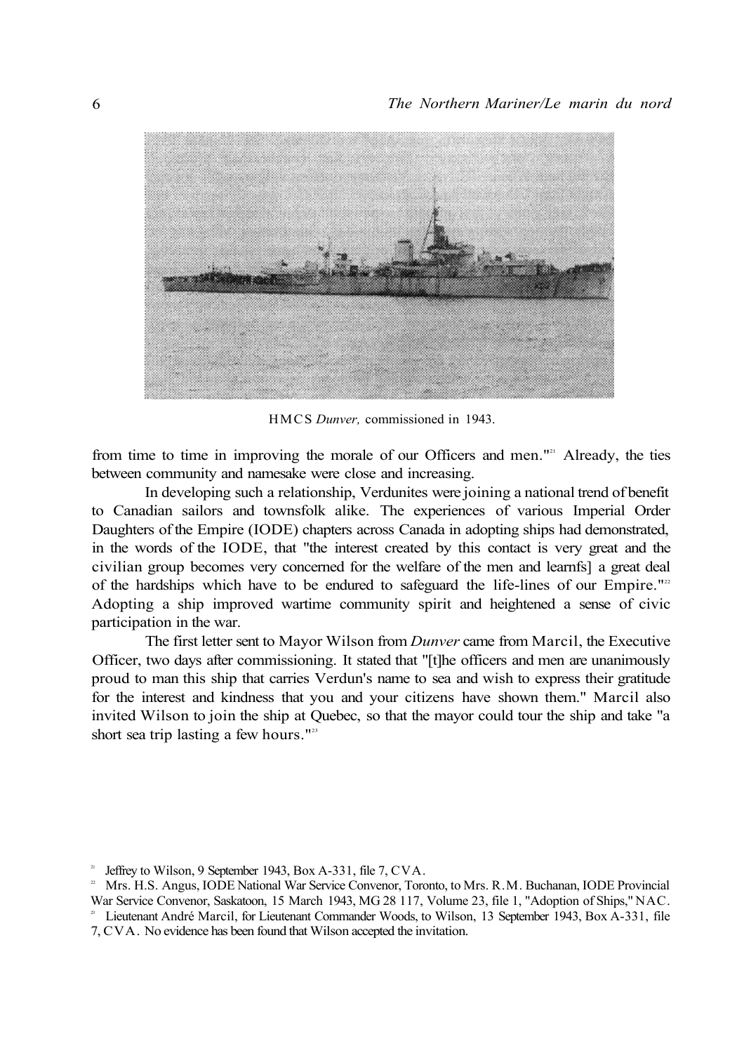HMCS *Dunver,* commissioned in 1943.

from time to time in improving the morale of our Officers and men."[21] Already, the ties between community and namesake were close and increasing.

In developing such a relationship, Verdunites were joining a national trend of benefit to Canadian sailors and townsfolk alike. The experiences of various Imperial Order Daughters of the Empire (IODE) chapters across Canada in adopting ships had demonstrated, in the words of the IODE, that "the interest created by this contact is very great and the civilian group becomes very concerned for the welfare of the men and learnfs] a great deal of the hardships which have to be endured to safeguard the life-lines of our Empire."[22] Adopting a ship improved wartime community spirit and heightened a sense of civic participation in the war.

The first letter sent to Mayor Wilson from *Dunver* came from Marcil, the Executive Officer, two days after commissioning. It stated that "[t]he officers and men are unanimously proud to man this ship that carries Verdun's name to sea and wish to express their gratitude for the interest and kindness that you and your citizens have shown them." Marcil also invited Wilson to join the ship at Quebec, so that the mayor could tour the ship and take "a short sea trip lasting a few hours."[23]

---

[21] Jeffrey to Wilson, 9 September 1943, Box A-331, file 7, CVA.

[22] Mrs. H.S. Angus, IODE National War Service Convenor, Toronto, to Mrs. R.M. Buchanan, IODE Provincial War Service Convenor, Saskatoon, 15 March 1943, MG 28 117, Volume 23, file 1, "Adoption of Ships," NAC.

[23] Lieutenant André Marcil, for Lieutenant Commander Woods, to Wilson, 13 September 1943, Box A-331, file 7, CVA. No evidence has been found that Wilson accepted the invitation.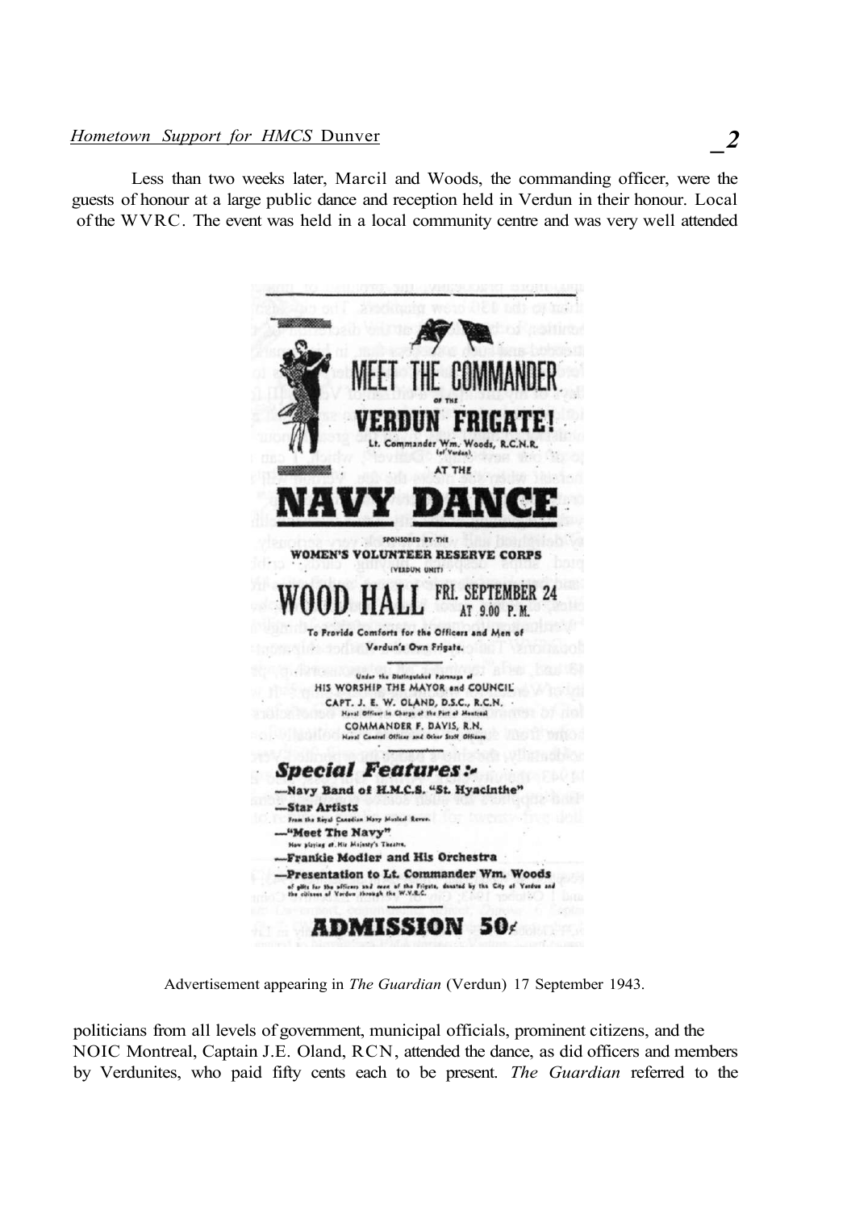Less than two weeks later, Marcil and Woods, the commanding officer, were the guests of honour at a large public dance and reception held in Verdun in their honour. Local of the WVRC. The event was held in a local community centre and was very well attended

MEET THE COMMANDER
OF THE
VERDUN FRIGATE!
Lt. Commander Wm. Woods, R.C.N.R.
(of Verdun)
AT THE
NAVY DANCE
SPONSORED BY THE
WOMEN'S VOLUNTEER RESERVE CORPS
(VERDUN UNIT)
WOOD HALL FRI. SEPTEMBER 24 AT 9.00 P.M.
To Provide Comforts for the Officers and Men of Verdun's Own Frigate.
Under the Distinguished Patronage of
HIS WORSHIP THE MAYOR and COUNCIL
CAPT. J. E. W. OLAND, D.S.C., R.C.N.
Naval Officer in Charge of the Port of Montreal
COMMANDER F. DAVIS, R.N.
Naval Control Officer and Other Staff Officers

**Special Features:-**
—Navy Band of H.M.C.S. "St. Hyacinthe"
—Star Artists
From the Royal Canadian Navy Musical Revue.
—"Meet The Navy"
Now playing at His Majesty's Theatre.
—Frankie Modler and His Orchestra
—Presentation to Lt. Commander Wm. Woods
of gifts for the officers and men of the Frigate, donated by the City of Verdun and the citizens of Verdun through the W.V.R.C.

ADMISSION 50¢

Advertisement appearing in *The Guardian* (Verdun) 17 September 1943.

politicians from all levels of government, municipal officials, prominent citizens, and the NOIC Montreal, Captain J.E. Oland, RCN, attended the dance, as did officers and members by Verdunites, who paid fifty cents each to be present. *The Guardian* referred to the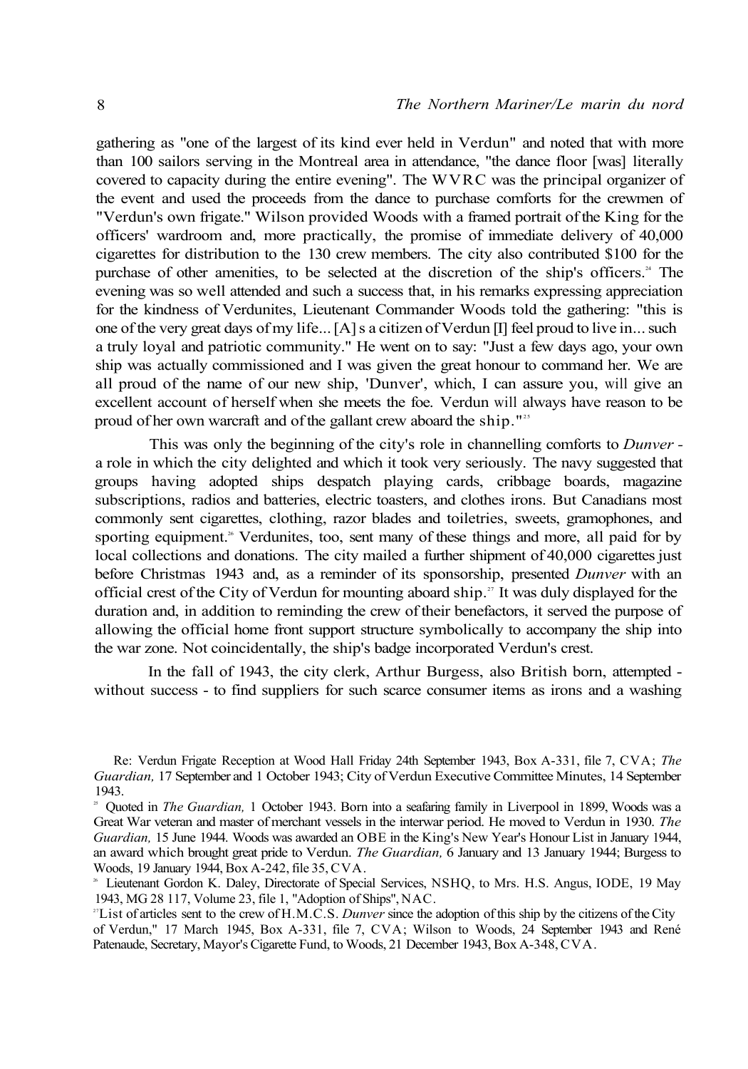gathering as "one of the largest of its kind ever held in Verdun" and noted that with more than 100 sailors serving in the Montreal area in attendance, "the dance floor [was] literally covered to capacity during the entire evening". The WVRC was the principal organizer of the event and used the proceeds from the dance to purchase comforts for the crewmen of "Verdun's own frigate." Wilson provided Woods with a framed portrait of the King for the officers' wardroom and, more practically, the promise of immediate delivery of 40,000 cigarettes for distribution to the 130 crew members. The city also contributed $100 for the purchase of other amenities, to be selected at the discretion of the ship's officers.[24] The evening was so well attended and such a success that, in his remarks expressing appreciation for the kindness of Verdunites, Lieutenant Commander Woods told the gathering: "this is one of the very great days of my life... [A] s a citizen of Verdun [I] feel proud to live in... such a truly loyal and patriotic community." He went on to say: "Just a few days ago, your own ship was actually commissioned and I was given the great honour to command her. We are all proud of the name of our new ship, 'Dunver', which, I can assure you, will give an excellent account of herself when she meets the foe. Verdun will always have reason to be proud of her own warcraft and of the gallant crew aboard the ship."[25]

This was only the beginning of the city's role in channelling comforts to *Dunver* - a role in which the city delighted and which it took very seriously. The navy suggested that groups having adopted ships despatch playing cards, cribbage boards, magazine subscriptions, radios and batteries, electric toasters, and clothes irons. But Canadians most commonly sent cigarettes, clothing, razor blades and toiletries, sweets, gramophones, and sporting equipment.[26] Verdunites, too, sent many of these things and more, all paid for by local collections and donations. The city mailed a further shipment of 40,000 cigarettes just before Christmas 1943 and, as a reminder of its sponsorship, presented *Dunver* with an official crest of the City of Verdun for mounting aboard ship.[27] It was duly displayed for the duration and, in addition to reminding the crew of their benefactors, it served the purpose of allowing the official home front support structure symbolically to accompany the ship into the war zone. Not coincidentally, the ship's badge incorporated Verdun's crest.

In the fall of 1943, the city clerk, Arthur Burgess, also British born, attempted - without success - to find suppliers for such scarce consumer items as irons and a washing

Re: Verdun Frigate Reception at Wood Hall Friday 24th September 1943, Box A-331, file 7, CVA; *The Guardian,* 17 September and 1 October 1943; City of Verdun Executive Committee Minutes, 14 September 1943.

[25] Quoted in *The Guardian,* 1 October 1943. Born into a seafaring family in Liverpool in 1899, Woods was a Great War veteran and master of merchant vessels in the interwar period. He moved to Verdun in 1930. *The Guardian,* 15 June 1944. Woods was awarded an OBE in the King's New Year's Honour List in January 1944, an award which brought great pride to Verdun. *The Guardian,* 6 January and 13 January 1944; Burgess to Woods, 19 January 1944, Box A-242, file 35, CVA.

[26] Lieutenant Gordon K. Daley, Directorate of Special Services, NSHQ, to Mrs. H.S. Angus, IODE, 19 May 1943, MG 28 117, Volume 23, file 1, "Adoption of Ships", NAC.

[27] "List of articles sent to the crew of H.M.C.S. *Dunver* since the adoption of this ship by the citizens of the City of Verdun," 17 March 1945, Box A-331, file 7, CVA; Wilson to Woods, 24 September 1943 and René Patenaude, Secretary, Mayor's Cigarette Fund, to Woods, 21 December 1943, Box A-348, CVA.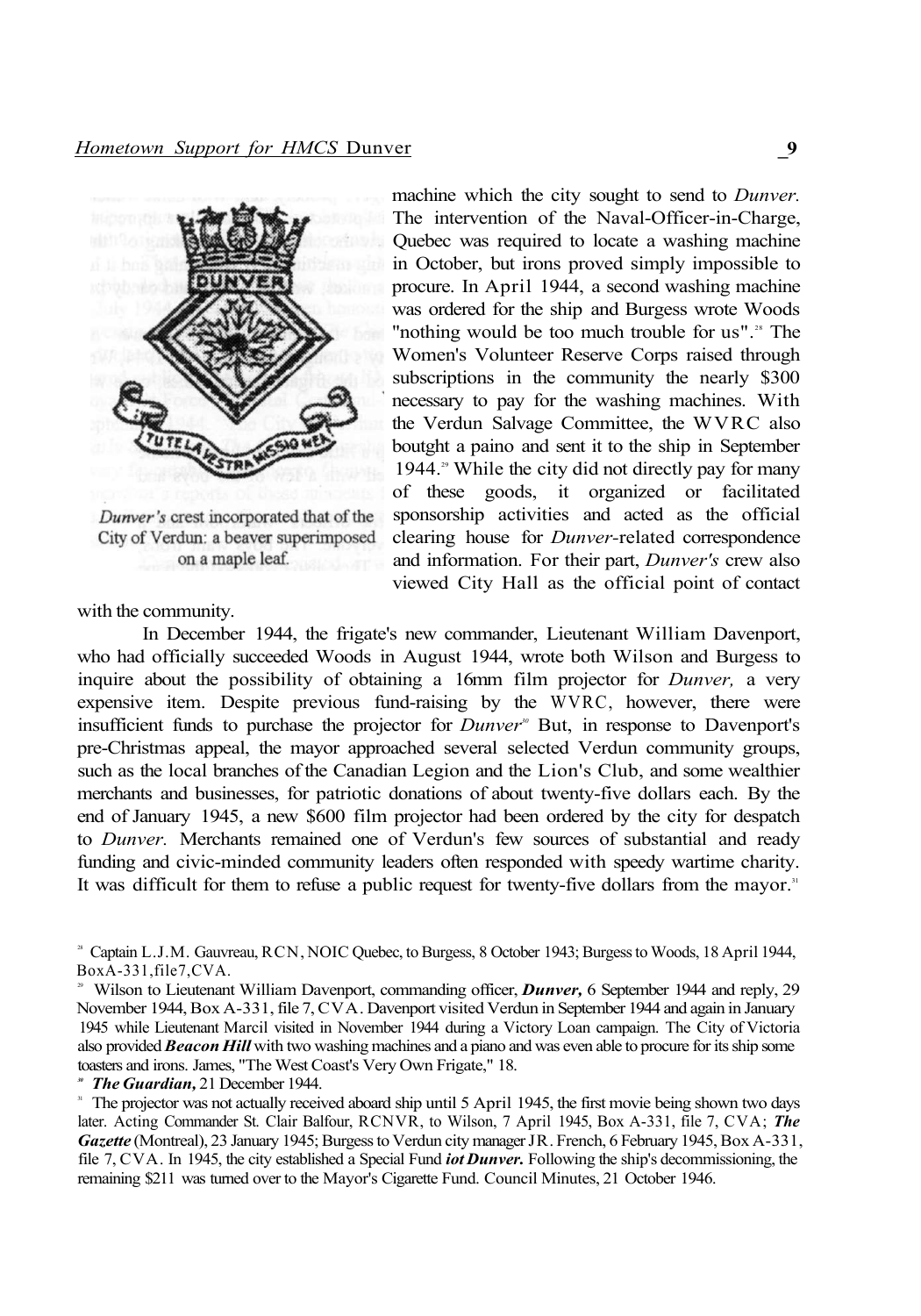machine which the city sought to send to *Dunver.* The intervention of the Naval-Officer-in-Charge, Quebec was required to locate a washing machine in October, but irons proved simply impossible to procure. In April 1944, a second washing machine was ordered for the ship and Burgess wrote Woods "nothing would be too much trouble for us".[28] The Women's Volunteer Reserve Corps raised through subscriptions in the community the nearly $300 necessary to pay for the washing machines. With the Verdun Salvage Committee, the WVRC also boutght a paino and sent it to the ship in September 1944.[29] While the city did not directly pay for many of these goods, it organized or facilitated sponsorship activities and acted as the official clearing house for *Dunver*-related correspondence and information. For their part, *Dunver's* crew also viewed City Hall as the official point of contact with the community.

*Dunver's* crest incorporated that of the City of Verdun: a beaver superimposed on a maple leaf.

In December 1944, the frigate's new commander, Lieutenant William Davenport, who had officially succeeded Woods in August 1944, wrote both Wilson and Burgess to inquire about the possibility of obtaining a 16mm film projector for *Dunver,* a very expensive item. Despite previous fund-raising by the WVRC, however, there were insufficient funds to purchase the projector for *Dunver*[30] But, in response to Davenport's pre-Christmas appeal, the mayor approached several selected Verdun community groups, such as the local branches of the Canadian Legion and the Lion's Club, and some wealthier merchants and businesses, for patriotic donations of about twenty-five dollars each. By the end of January 1945, a new $600 film projector had been ordered by the city for despatch to *Dunver.* Merchants remained one of Verdun's few sources of substantial and ready funding and civic-minded community leaders often responded with speedy wartime charity. It was difficult for them to refuse a public request for twenty-five dollars from the mayor.[31]

[28] Captain L.J.M. Gauvreau, RCN, NOIC Quebec, to Burgess, 8 October 1943; Burgess to Woods, 18 April 1944, BoxA-331,file7,CVA.

[29] Wilson to Lieutenant William Davenport, commanding officer, ***Dunver,*** 6 September 1944 and reply, 29 November 1944, Box A-331, file 7, CVA. Davenport visited Verdun in September 1944 and again in January 1945 while Lieutenant Marcil visited in November 1944 during a Victory Loan campaign. The City of Victoria also provided ***Beacon Hill*** with two washing machines and a piano and was even able to procure for its ship some toasters and irons. James, "The West Coast's Very Own Frigate," 18.

[30] ***The Guardian,*** 21 December 1944.

[31] The projector was not actually received aboard ship until 5 April 1945, the first movie being shown two days later. Acting Commander St. Clair Balfour, RCNVR, to Wilson, 7 April 1945, Box A-331, file 7, CVA; ***The Gazette*** (Montreal), 23 January 1945; Burgess to Verdun city manager JR. French, 6 February 1945, Box A-331, file 7, CVA. In 1945, the city established a Special Fund ***iot Dunver.*** Following the ship's decommissioning, the remaining $211 was turned over to the Mayor's Cigarette Fund. Council Minutes, 21 October 1946.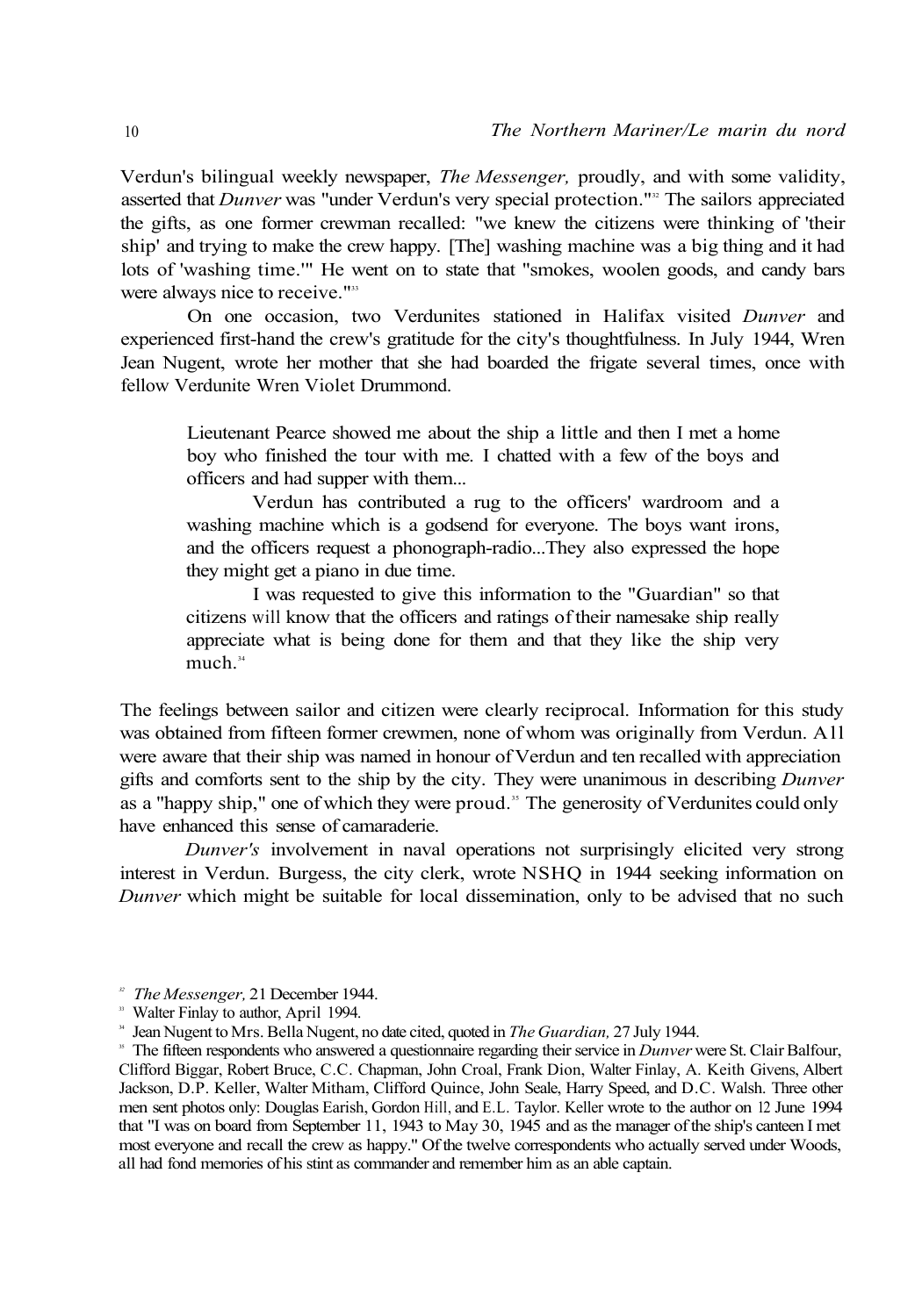Verdun's bilingual weekly newspaper, *The Messenger,* proudly, and with some validity, asserted that *Dunver* was "under Verdun's very special protection."[32] The sailors appreciated the gifts, as one former crewman recalled: "we knew the citizens were thinking of 'their ship' and trying to make the crew happy. [The] washing machine was a big thing and it had lots of 'washing time.'" He went on to state that "smokes, woolen goods, and candy bars were always nice to receive."[33]

On one occasion, two Verdunites stationed in Halifax visited *Dunver* and experienced first-hand the crew's gratitude for the city's thoughtfulness. In July 1944, Wren Jean Nugent, wrote her mother that she had boarded the frigate several times, once with fellow Verdunite Wren Violet Drummond.

> Lieutenant Pearce showed me about the ship a little and then I met a home boy who finished the tour with me. I chatted with a few of the boys and officers and had supper with them...
>
> Verdun has contributed a rug to the officers' wardroom and a washing machine which is a godsend for everyone. The boys want irons, and the officers request a phonograph-radio...They also expressed the hope they might get a piano in due time.
>
> I was requested to give this information to the "Guardian" so that citizens will know that the officers and ratings of their namesake ship really appreciate what is being done for them and that they like the ship very much.[34]

The feelings between sailor and citizen were clearly reciprocal. Information for this study was obtained from fifteen former crewmen, none of whom was originally from Verdun. All were aware that their ship was named in honour of Verdun and ten recalled with appreciation gifts and comforts sent to the ship by the city. They were unanimous in describing *Dunver* as a "happy ship," one of which they were proud.[35] The generosity of Verdunites could only have enhanced this sense of camaraderie.

*Dunver's* involvement in naval operations not surprisingly elicited very strong interest in Verdun. Burgess, the city clerk, wrote NSHQ in 1944 seeking information on *Dunver* which might be suitable for local dissemination, only to be advised that no such

---

[32] *The Messenger,* 21 December 1944.

[33] Walter Finlay to author, April 1994.

[34] Jean Nugent to Mrs. Bella Nugent, no date cited, quoted in *The Guardian,* 27 July 1944.

[35] The fifteen respondents who answered a questionnaire regarding their service in *Dunver* were St. Clair Balfour, Clifford Biggar, Robert Bruce, C.C. Chapman, John Croal, Frank Dion, Walter Finlay, A. Keith Givens, Albert Jackson, D.P. Keller, Walter Mitham, Clifford Quince, John Seale, Harry Speed, and D.C. Walsh. Three other men sent photos only: Douglas Earish, Gordon Hill, and E.L. Taylor. Keller wrote to the author on 12 June 1994 that "I was on board from September 11, 1943 to May 30, 1945 and as the manager of the ship's canteen I met most everyone and recall the crew as happy." Of the twelve correspondents who actually served under Woods, all had fond memories of his stint as commander and remember him as an able captain.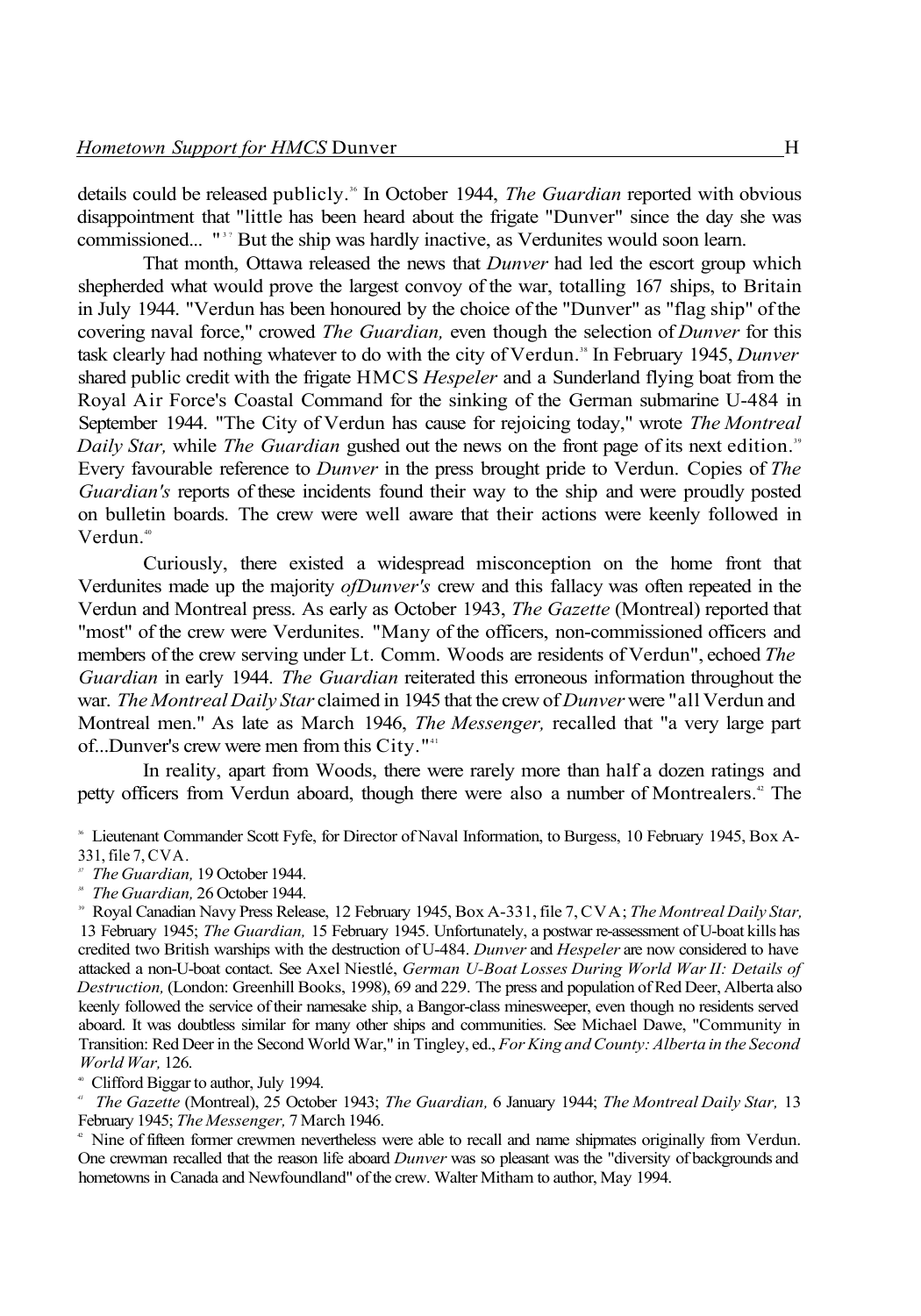details could be released publicly.[36] In October 1944, *The Guardian* reported with obvious disappointment that "little has been heard about the frigate "Dunver" since the day she was commissioned... "[37] But the ship was hardly inactive, as Verdunites would soon learn.

That month, Ottawa released the news that *Dunver* had led the escort group which shepherded what would prove the largest convoy of the war, totalling 167 ships, to Britain in July 1944. "Verdun has been honoured by the choice of the "Dunver" as "flag ship" of the covering naval force," crowed *The Guardian,* even though the selection of *Dunver* for this task clearly had nothing whatever to do with the city of Verdun.[38] In February 1945, *Dunver* shared public credit with the frigate HMCS *Hespeler* and a Sunderland flying boat from the Royal Air Force's Coastal Command for the sinking of the German submarine U-484 in September 1944. "The City of Verdun has cause for rejoicing today," wrote *The Montreal Daily Star,* while *The Guardian* gushed out the news on the front page of its next edition.[39] Every favourable reference to *Dunver* in the press brought pride to Verdun. Copies of *The Guardian's* reports of these incidents found their way to the ship and were proudly posted on bulletin boards. The crew were well aware that their actions were keenly followed in Verdun.[40]

Curiously, there existed a widespread misconception on the home front that Verdunites made up the majority *ofDunver's* crew and this fallacy was often repeated in the Verdun and Montreal press. As early as October 1943, *The Gazette* (Montreal) reported that "most" of the crew were Verdunites. "Many of the officers, non-commissioned officers and members of the crew serving under Lt. Comm. Woods are residents of Verdun", echoed *The Guardian* in early 1944. *The Guardian* reiterated this erroneous information throughout the war. *The Montreal Daily Star* claimed in 1945 that the crew of *Dunver* were "all Verdun and Montreal men." As late as March 1946, *The Messenger,* recalled that "a very large part of...Dunver's crew were men from this City."[41]

In reality, apart from Woods, there were rarely more than half a dozen ratings and petty officers from Verdun aboard, though there were also a number of Montrealers.[42] The

[36] Lieutenant Commander Scott Fyfe, for Director of Naval Information, to Burgess, 10 February 1945, Box A-331, file 7, CVA.

[37] *The Guardian,* 19 October 1944.

[38] *The Guardian,* 26 October 1944.

[39] Royal Canadian Navy Press Release, 12 February 1945, Box A-331, file 7, CVA; *The Montreal Daily Star,* 13 February 1945; *The Guardian,* 15 February 1945. Unfortunately, a postwar re-assessment of U-boat kills has credited two British warships with the destruction of U-484. *Dunver* and *Hespeler* are now considered to have attacked a non-U-boat contact. See Axel Niestlé, *German U-Boat Losses During World War II: Details of Destruction,* (London: Greenhill Books, 1998), 69 and 229. The press and population of Red Deer, Alberta also keenly followed the service of their namesake ship, a Bangor-class minesweeper, even though no residents served aboard. It was doubtless similar for many other ships and communities. See Michael Dawe, "Community in Transition: Red Deer in the Second World War," in Tingley, ed., *For King and County: Alberta in the Second World War,* 126.

[40] Clifford Biggar to author, July 1994.

[41] *The Gazette* (Montreal), 25 October 1943; *The Guardian,* 6 January 1944; *The Montreal Daily Star,* 13 February 1945; *The Messenger,* 7 March 1946.

[42] Nine of fifteen former crewmen nevertheless were able to recall and name shipmates originally from Verdun. One crewman recalled that the reason life aboard *Dunver* was so pleasant was the "diversity of backgrounds and hometowns in Canada and Newfoundland" of the crew. Walter Mitham to author, May 1994.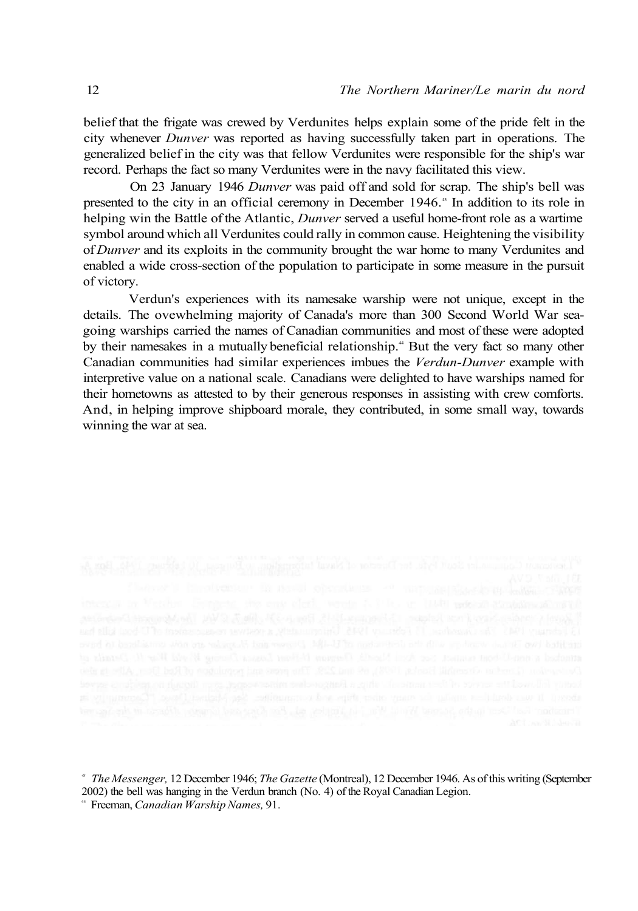belief that the frigate was crewed by Verdunites helps explain some of the pride felt in the city whenever *Dunver* was reported as having successfully taken part in operations. The generalized belief in the city was that fellow Verdunites were responsible for the ship's war record. Perhaps the fact so many Verdunites were in the navy facilitated this view.

On 23 January 1946 *Dunver* was paid off and sold for scrap. The ship's bell was presented to the city in an official ceremony in December 1946.[43] In addition to its role in helping win the Battle of the Atlantic, *Dunver* served a useful home-front role as a wartime symbol around which all Verdunites could rally in common cause. Heightening the visibility of *Dunver* and its exploits in the community brought the war home to many Verdunites and enabled a wide cross-section of the population to participate in some measure in the pursuit of victory.

Verdun's experiences with its namesake warship were not unique, except in the details. The ovewhelming majority of Canada's more than 300 Second World War sea-going warships carried the names of Canadian communities and most of these were adopted by their namesakes in a mutually beneficial relationship.[44] But the very fact so many other Canadian communities had similar experiences imbues the *Verdun-Dunver* example with interpretive value on a national scale. Canadians were delighted to have warships named for their hometowns as attested to by their generous responses in assisting with crew comforts. And, in helping improve shipboard morale, they contributed, in some small way, towards winning the war at sea.

[43] *The Messenger,* 12 December 1946; *The Gazette* (Montreal), 12 December 1946. As of this writing (September 2002) the bell was hanging in the Verdun branch (No. 4) of the Royal Canadian Legion.

[44] Freeman, *Canadian Warship Names,* 91.